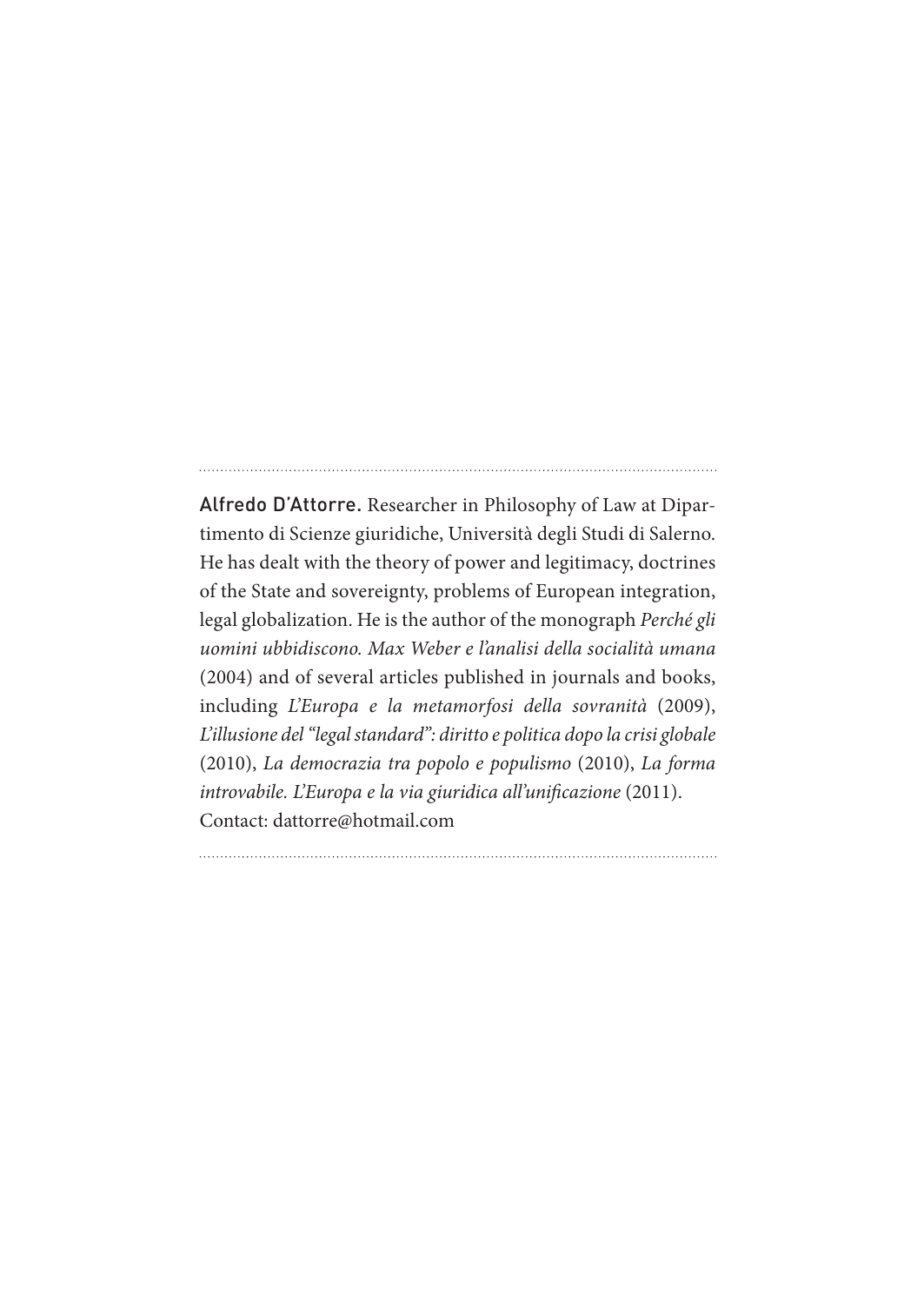**Alfredo D'Attorre.** Researcher in Philosophy of Law at Dipartimento di Scienze giuridiche, Università degli Studi di Salerno. He has dealt with the theory of power and legitimacy, doctrines of the State and sovereignty, problems of European integration, legal globalization. He is the author of the monograph *Perché gli uomini ubbidiscono. Max Weber e l'analisi della socialità umana* (2004) and of several articles published in journals and books, including *L'Europa e la metamorfosi della sovranità* (2009), *L'illusione del "legal standard": diritto e politica dopo la crisi globale* (2010), *La democrazia tra popolo e populismo* (2010), *La forma introvabile. L'Europa e la via giuridica all'unificazione* (2011).
Contact: dattorre@hotmail.com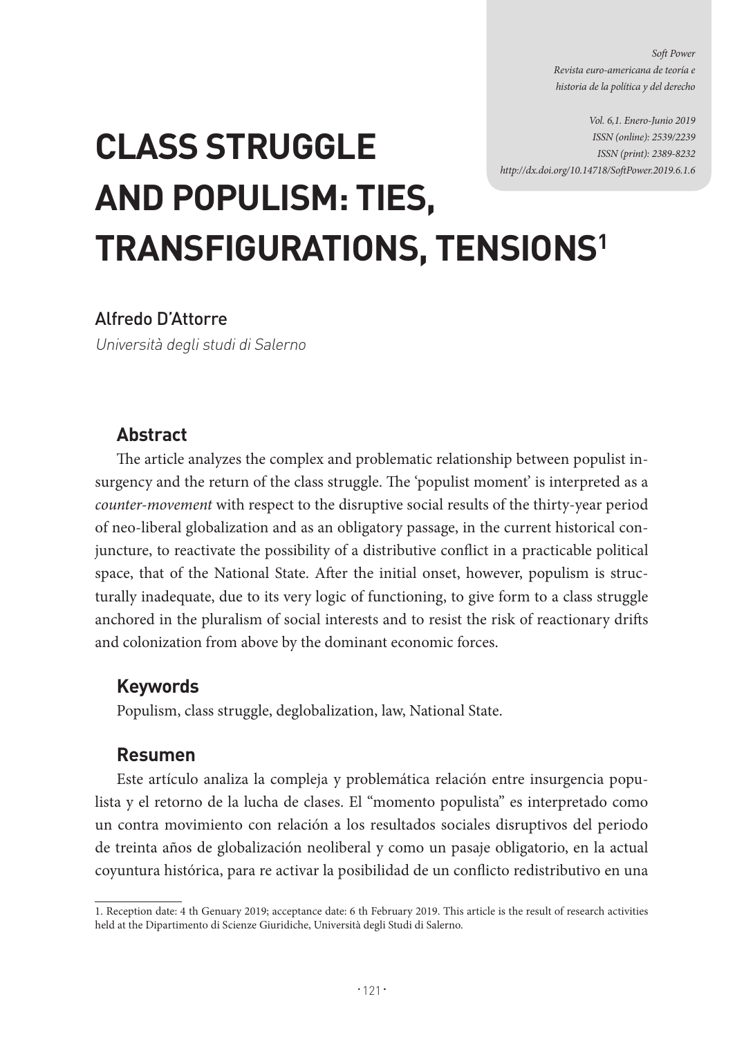Soft Power
Revista euro-americana de teoría e historia de la política y del derecho

Vol. 6,1. Enero-Junio 2019
ISSN (online): 2539/2239
ISSN (print): 2389-8232
http://dx.doi.org/10.14718/SoftPower.2019.6.1.6

# CLASS STRUGGLE AND POPULISM: TIES, TRANSFIGURATIONS, TENSIONS[1]

Alfredo D'Attorre

*Università degli studi di Salerno*

## Abstract

The article analyzes the complex and problematic relationship between populist insurgency and the return of the class struggle. The 'populist moment' is interpreted as a *counter-movement* with respect to the disruptive social results of the thirty-year period of neo-liberal globalization and as an obligatory passage, in the current historical conjuncture, to reactivate the possibility of a distributive conflict in a practicable political space, that of the National State. After the initial onset, however, populism is structurally inadequate, due to its very logic of functioning, to give form to a class struggle anchored in the pluralism of social interests and to resist the risk of reactionary drifts and colonization from above by the dominant economic forces.

## Keywords

Populism, class struggle, deglobalization, law, National State.

## Resumen

Este artículo analiza la compleja y problemática relación entre insurgencia populista y el retorno de la lucha de clases. El "momento populista" es interpretado como un contra movimiento con relación a los resultados sociales disruptivos del periodo de treinta años de globalización neoliberal y como un pasaje obligatorio, en la actual coyuntura histórica, para re activar la posibilidad de un conflicto redistributivo en una

---

1. Reception date: 4 th Genuary 2019; acceptance date: 6 th February 2019. This article is the result of research activities held at the Dipartimento di Scienze Giuridiche, Università degli Studi di Salerno.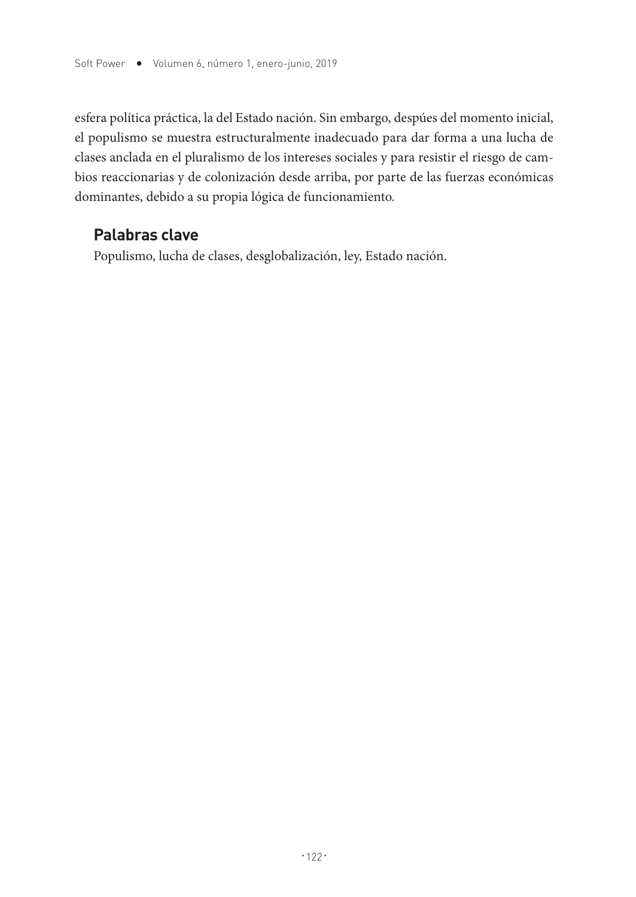esfera política práctica, la del Estado nación. Sin embargo, despúes del momento inicial, el populismo se muestra estructuralmente inadecuado para dar forma a una lucha de clases anclada en el pluralismo de los intereses sociales y para resistir el riesgo de cambios reaccionarias y de colonización desde arriba, por parte de las fuerzas económicas dominantes, debido a su propia lógica de funcionamiento.

**Palabras clave**

Populismo, lucha de clases, desglobalización, ley, Estado nación.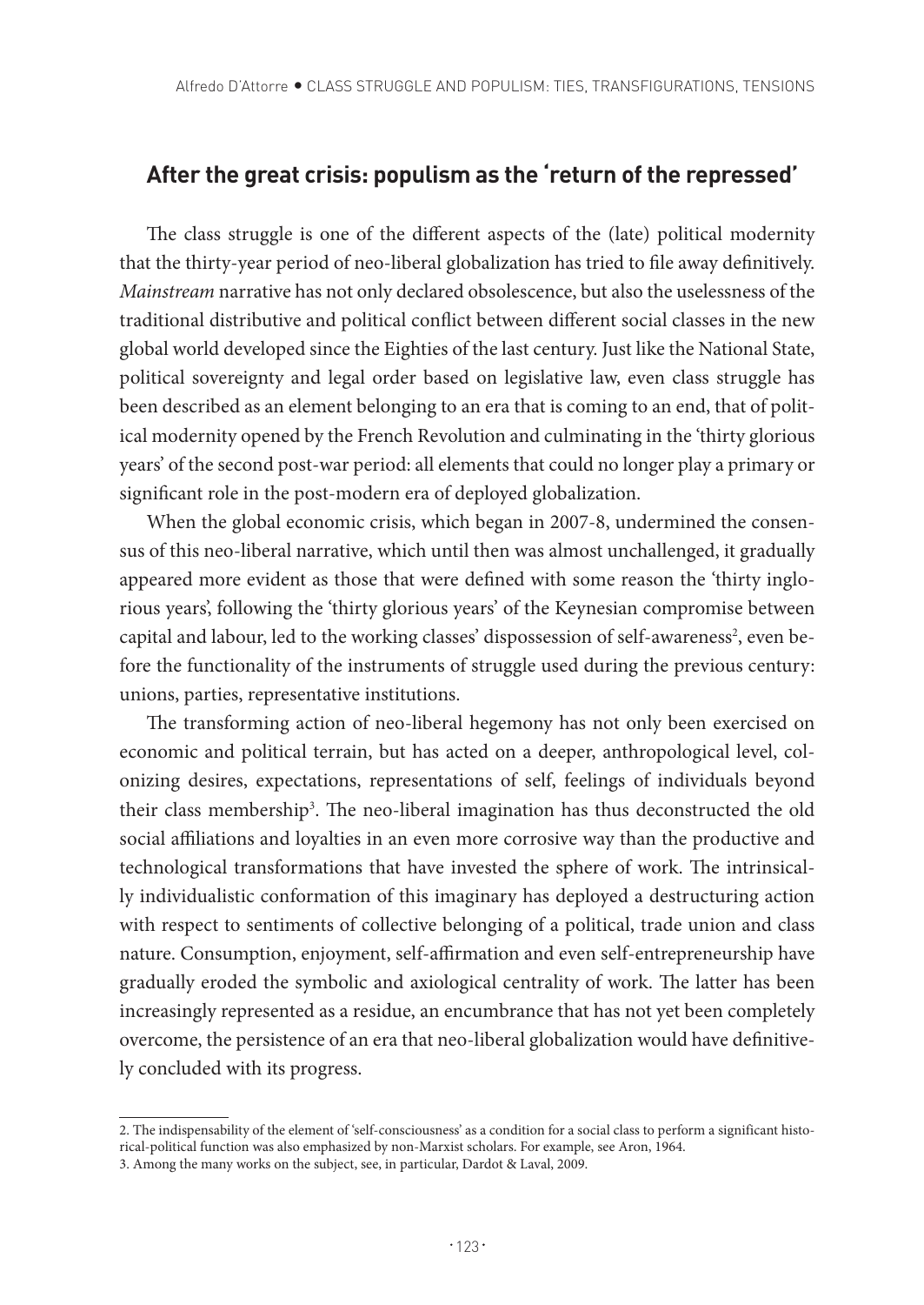## After the great crisis: populism as the 'return of the repressed'

The class struggle is one of the different aspects of the (late) political modernity that the thirty-year period of neo-liberal globalization has tried to file away definitively. *Mainstream* narrative has not only declared obsolescence, but also the uselessness of the traditional distributive and political conflict between different social classes in the new global world developed since the Eighties of the last century. Just like the National State, political sovereignty and legal order based on legislative law, even class struggle has been described as an element belonging to an era that is coming to an end, that of political modernity opened by the French Revolution and culminating in the 'thirty glorious years' of the second post-war period: all elements that could no longer play a primary or significant role in the post-modern era of deployed globalization.

When the global economic crisis, which began in 2007-8, undermined the consensus of this neo-liberal narrative, which until then was almost unchallenged, it gradually appeared more evident as those that were defined with some reason the 'thirty inglorious years', following the 'thirty glorious years' of the Keynesian compromise between capital and labour, led to the working classes' dispossession of self-awareness[2], even before the functionality of the instruments of struggle used during the previous century: unions, parties, representative institutions.

The transforming action of neo-liberal hegemony has not only been exercised on economic and political terrain, but has acted on a deeper, anthropological level, colonizing desires, expectations, representations of self, feelings of individuals beyond their class membership[3]. The neo-liberal imagination has thus deconstructed the old social affiliations and loyalties in an even more corrosive way than the productive and technological transformations that have invested the sphere of work. The intrinsically individualistic conformation of this imaginary has deployed a destructuring action with respect to sentiments of collective belonging of a political, trade union and class nature. Consumption, enjoyment, self-affirmation and even self-entrepreneurship have gradually eroded the symbolic and axiological centrality of work. The latter has been increasingly represented as a residue, an encumbrance that has not yet been completely overcome, the persistence of an era that neo-liberal globalization would have definitively concluded with its progress.

2. The indispensability of the element of 'self-consciousness' as a condition for a social class to perform a significant historical-political function was also emphasized by non-Marxist scholars. For example, see Aron, 1964.

3. Among the many works on the subject, see, in particular, Dardot & Laval, 2009.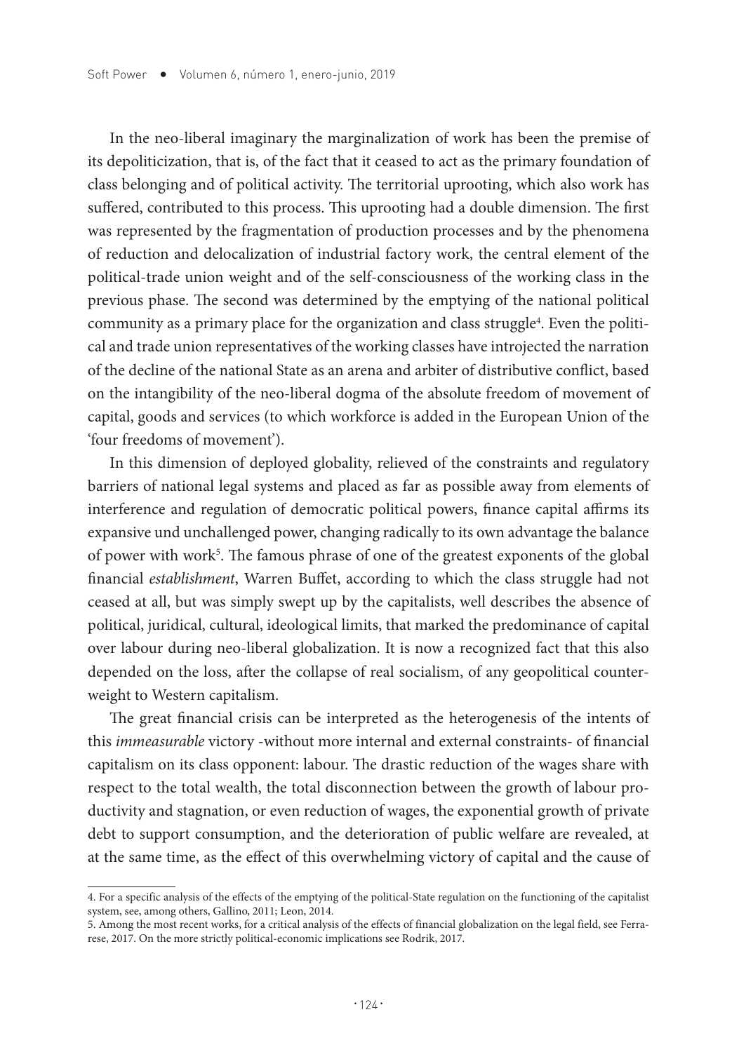In the neo-liberal imaginary the marginalization of work has been the premise of its depoliticization, that is, of the fact that it ceased to act as the primary foundation of class belonging and of political activity. The territorial uprooting, which also work has suffered, contributed to this process. This uprooting had a double dimension. The first was represented by the fragmentation of production processes and by the phenomena of reduction and delocalization of industrial factory work, the central element of the political-trade union weight and of the self-consciousness of the working class in the previous phase. The second was determined by the emptying of the national political community as a primary place for the organization and class struggle[4]. Even the political and trade union representatives of the working classes have introjected the narration of the decline of the national State as an arena and arbiter of distributive conflict, based on the intangibility of the neo-liberal dogma of the absolute freedom of movement of capital, goods and services (to which workforce is added in the European Union of the 'four freedoms of movement').

In this dimension of deployed globality, relieved of the constraints and regulatory barriers of national legal systems and placed as far as possible away from elements of interference and regulation of democratic political powers, finance capital affirms its expansive und unchallenged power, changing radically to its own advantage the balance of power with work[5]. The famous phrase of one of the greatest exponents of the global financial *establishment*, Warren Buffet, according to which the class struggle had not ceased at all, but was simply swept up by the capitalists, well describes the absence of political, juridical, cultural, ideological limits, that marked the predominance of capital over labour during neo-liberal globalization. It is now a recognized fact that this also depended on the loss, after the collapse of real socialism, of any geopolitical counterweight to Western capitalism.

The great financial crisis can be interpreted as the heterogenesis of the intents of this *immeasurable* victory -without more internal and external constraints- of financial capitalism on its class opponent: labour. The drastic reduction of the wages share with respect to the total wealth, the total disconnection between the growth of labour productivity and stagnation, or even reduction of wages, the exponential growth of private debt to support consumption, and the deterioration of public welfare are revealed, at at the same time, as the effect of this overwhelming victory of capital and the cause of

---

4. For a specific analysis of the effects of the emptying of the political-State regulation on the functioning of the capitalist system, see, among others, Gallino, 2011; Leon, 2014.

5. Among the most recent works, for a critical analysis of the effects of financial globalization on the legal field, see Ferrarese, 2017. On the more strictly political-economic implications see Rodrik, 2017.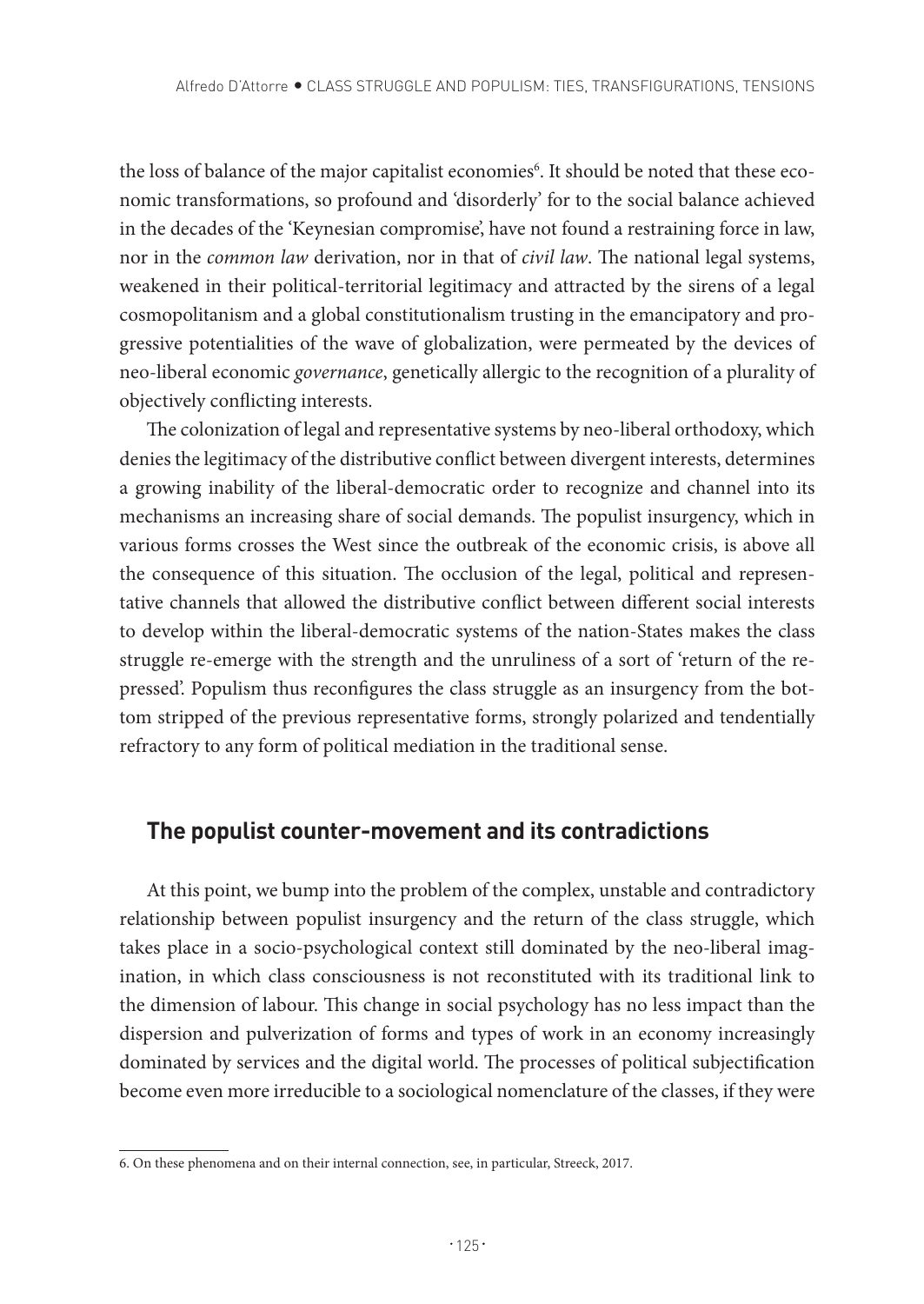the loss of balance of the major capitalist economies[6]. It should be noted that these economic transformations, so profound and 'disorderly' for to the social balance achieved in the decades of the 'Keynesian compromise', have not found a restraining force in law, nor in the *common law* derivation, nor in that of *civil law*. The national legal systems, weakened in their political-territorial legitimacy and attracted by the sirens of a legal cosmopolitanism and a global constitutionalism trusting in the emancipatory and progressive potentialities of the wave of globalization, were permeated by the devices of neo-liberal economic *governance*, genetically allergic to the recognition of a plurality of objectively conflicting interests.

The colonization of legal and representative systems by neo-liberal orthodoxy, which denies the legitimacy of the distributive conflict between divergent interests, determines a growing inability of the liberal-democratic order to recognize and channel into its mechanisms an increasing share of social demands. The populist insurgency, which in various forms crosses the West since the outbreak of the economic crisis, is above all the consequence of this situation. The occlusion of the legal, political and representative channels that allowed the distributive conflict between different social interests to develop within the liberal-democratic systems of the nation-States makes the class struggle re-emerge with the strength and the unruliness of a sort of 'return of the repressed'. Populism thus reconfigures the class struggle as an insurgency from the bottom stripped of the previous representative forms, strongly polarized and tendentially refractory to any form of political mediation in the traditional sense.

## The populist counter-movement and its contradictions

At this point, we bump into the problem of the complex, unstable and contradictory relationship between populist insurgency and the return of the class struggle, which takes place in a socio-psychological context still dominated by the neo-liberal imagination, in which class consciousness is not reconstituted with its traditional link to the dimension of labour. This change in social psychology has no less impact than the dispersion and pulverization of forms and types of work in an economy increasingly dominated by services and the digital world. The processes of political subjectification become even more irreducible to a sociological nomenclature of the classes, if they were

6. On these phenomena and on their internal connection, see, in particular, Streeck, 2017.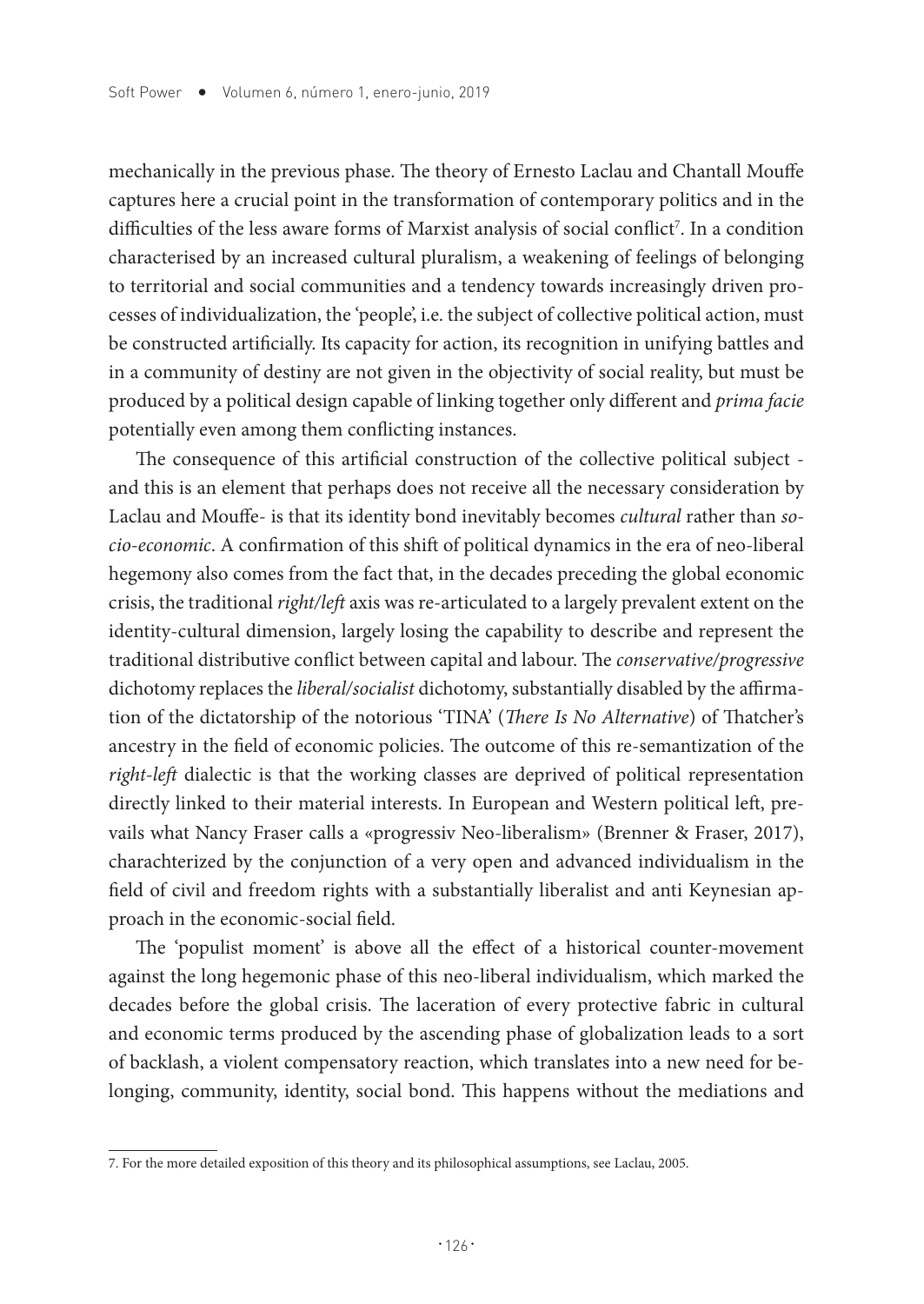mechanically in the previous phase. The theory of Ernesto Laclau and Chantall Mouffe captures here a crucial point in the transformation of contemporary politics and in the difficulties of the less aware forms of Marxist analysis of social conflict[7]. In a condition characterised by an increased cultural pluralism, a weakening of feelings of belonging to territorial and social communities and a tendency towards increasingly driven processes of individualization, the 'people', i.e. the subject of collective political action, must be constructed artificially. Its capacity for action, its recognition in unifying battles and in a community of destiny are not given in the objectivity of social reality, but must be produced by a political design capable of linking together only different and *prima facie* potentially even among them conflicting instances.

The consequence of this artificial construction of the collective political subject - and this is an element that perhaps does not receive all the necessary consideration by Laclau and Mouffe- is that its identity bond inevitably becomes *cultural* rather than *socio-economic*. A confirmation of this shift of political dynamics in the era of neo-liberal hegemony also comes from the fact that, in the decades preceding the global economic crisis, the traditional *right/left* axis was re-articulated to a largely prevalent extent on the identity-cultural dimension, largely losing the capability to describe and represent the traditional distributive conflict between capital and labour. The *conservative/progressive* dichotomy replaces the *liberal/socialist* dichotomy, substantially disabled by the affirmation of the dictatorship of the notorious 'TINA' (*There Is No Alternative*) of Thatcher's ancestry in the field of economic policies. The outcome of this re-semantization of the *right-left* dialectic is that the working classes are deprived of political representation directly linked to their material interests. In European and Western political left, prevails what Nancy Fraser calls a «progressiv Neo-liberalism» (Brenner & Fraser, 2017), charachterized by the conjunction of a very open and advanced individualism in the field of civil and freedom rights with a substantially liberalist and anti Keynesian approach in the economic-social field.

The 'populist moment' is above all the effect of a historical counter-movement against the long hegemonic phase of this neo-liberal individualism, which marked the decades before the global crisis. The laceration of every protective fabric in cultural and economic terms produced by the ascending phase of globalization leads to a sort of backlash, a violent compensatory reaction, which translates into a new need for belonging, community, identity, social bond. This happens without the mediations and

7. For the more detailed exposition of this theory and its philosophical assumptions, see Laclau, 2005.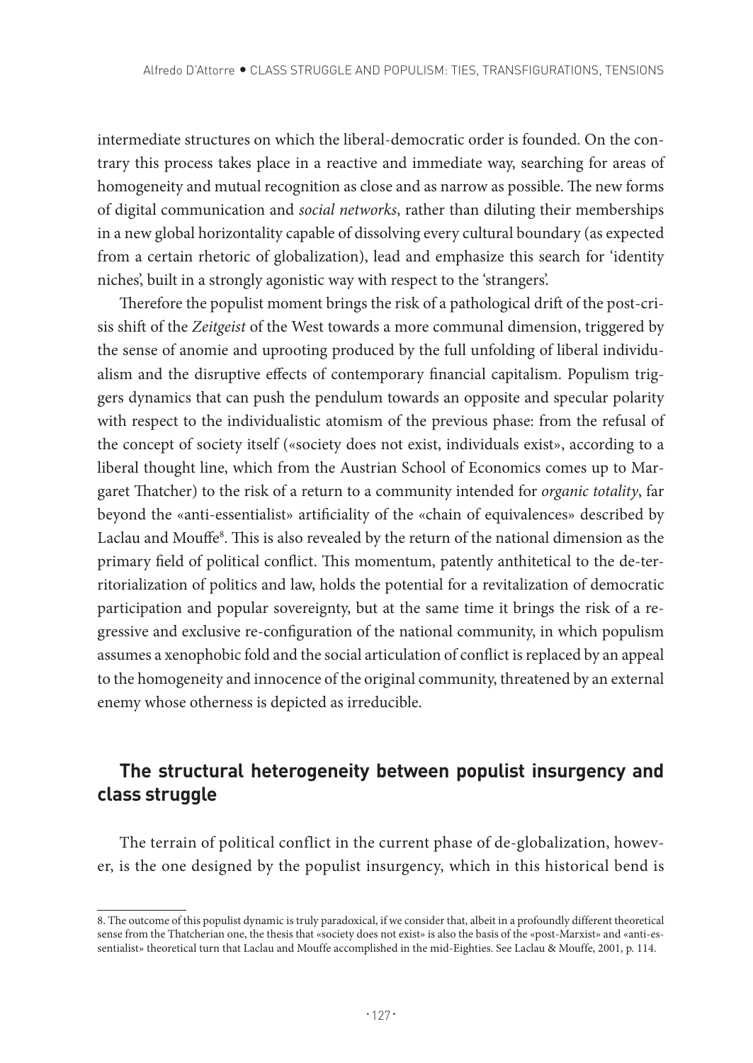intermediate structures on which the liberal-democratic order is founded. On the contrary this process takes place in a reactive and immediate way, searching for areas of homogeneity and mutual recognition as close and as narrow as possible. The new forms of digital communication and *social networks*, rather than diluting their memberships in a new global horizontality capable of dissolving every cultural boundary (as expected from a certain rhetoric of globalization), lead and emphasize this search for 'identity niches', built in a strongly agonistic way with respect to the 'strangers'.

Therefore the populist moment brings the risk of a pathological drift of the post-crisis shift of the *Zeitgeist* of the West towards a more communal dimension, triggered by the sense of anomie and uprooting produced by the full unfolding of liberal individualism and the disruptive effects of contemporary financial capitalism. Populism triggers dynamics that can push the pendulum towards an opposite and specular polarity with respect to the individualistic atomism of the previous phase: from the refusal of the concept of society itself («society does not exist, individuals exist», according to a liberal thought line, which from the Austrian School of Economics comes up to Margaret Thatcher) to the risk of a return to a community intended for *organic totality*, far beyond the «anti-essentialist» artificiality of the «chain of equivalences» described by Laclau and Mouffe[8]. This is also revealed by the return of the national dimension as the primary field of political conflict. This momentum, patently anthitetical to the de-territorialization of politics and law, holds the potential for a revitalization of democratic participation and popular sovereignty, but at the same time it brings the risk of a regressive and exclusive re-configuration of the national community, in which populism assumes a xenophobic fold and the social articulation of conflict is replaced by an appeal to the homogeneity and innocence of the original community, threatened by an external enemy whose otherness is depicted as irreducible.

## The structural heterogeneity between populist insurgency and class struggle

The terrain of political conflict in the current phase of de-globalization, however, is the one designed by the populist insurgency, which in this historical bend is

8. The outcome of this populist dynamic is truly paradoxical, if we consider that, albeit in a profoundly different theoretical sense from the Thatcherian one, the thesis that «society does not exist» is also the basis of the «post-Marxist» and «anti-essentialist» theoretical turn that Laclau and Mouffe accomplished in the mid-Eighties. See Laclau & Mouffe, 2001, p. 114.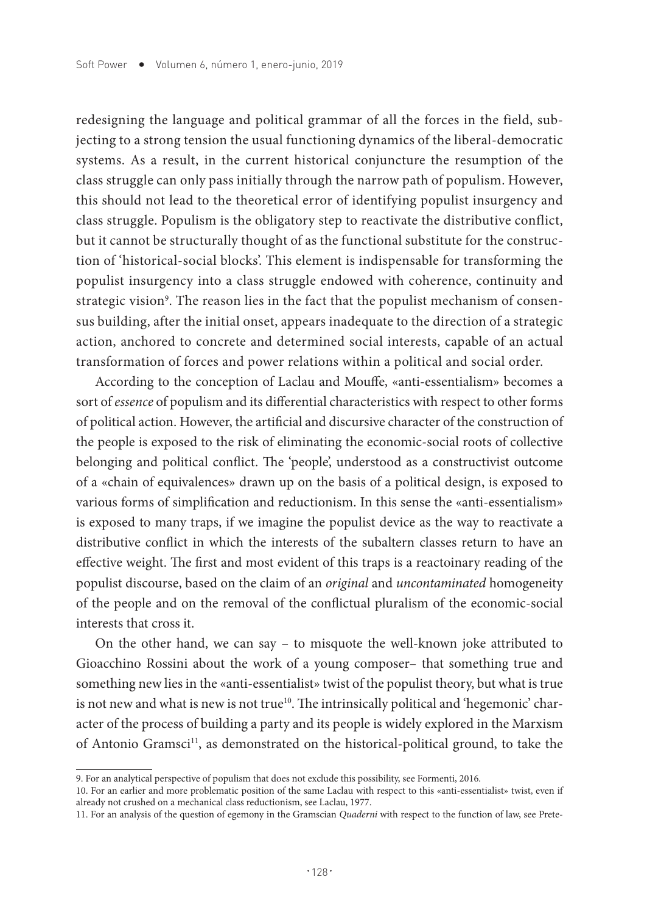redesigning the language and political grammar of all the forces in the field, subjecting to a strong tension the usual functioning dynamics of the liberal-democratic systems. As a result, in the current historical conjuncture the resumption of the class struggle can only pass initially through the narrow path of populism. However, this should not lead to the theoretical error of identifying populist insurgency and class struggle. Populism is the obligatory step to reactivate the distributive conflict, but it cannot be structurally thought of as the functional substitute for the construction of 'historical-social blocks'. This element is indispensable for transforming the populist insurgency into a class struggle endowed with coherence, continuity and strategic vision[9]. The reason lies in the fact that the populist mechanism of consensus building, after the initial onset, appears inadequate to the direction of a strategic action, anchored to concrete and determined social interests, capable of an actual transformation of forces and power relations within a political and social order.

According to the conception of Laclau and Mouffe, «anti-essentialism» becomes a sort of *essence* of populism and its differential characteristics with respect to other forms of political action. However, the artificial and discursive character of the construction of the people is exposed to the risk of eliminating the economic-social roots of collective belonging and political conflict. The 'people', understood as a constructivist outcome of a «chain of equivalences» drawn up on the basis of a political design, is exposed to various forms of simplification and reductionism. In this sense the «anti-essentialism» is exposed to many traps, if we imagine the populist device as the way to reactivate a distributive conflict in which the interests of the subaltern classes return to have an effective weight. The first and most evident of this traps is a reactoinary reading of the populist discourse, based on the claim of an *original* and *uncontaminated* homogeneity of the people and on the removal of the conflictual pluralism of the economic-social interests that cross it.

On the other hand, we can say – to misquote the well-known joke attributed to Gioacchino Rossini about the work of a young composer– that something true and something new lies in the «anti-essentialist» twist of the populist theory, but what is true is not new and what is new is not true[10]. The intrinsically political and 'hegemonic' character of the process of building a party and its people is widely explored in the Marxism of Antonio Gramsci[11], as demonstrated on the historical-political ground, to take the

---

9. For an analytical perspective of populism that does not exclude this possibility, see Formenti, 2016.

10. For an earlier and more problematic position of the same Laclau with respect to this «anti-essentialist» twist, even if already not crushed on a mechanical class reductionism, see Laclau, 1977.

11. For an analysis of the question of egemony in the Gramscian *Quaderni* with respect to the function of law, see Prete-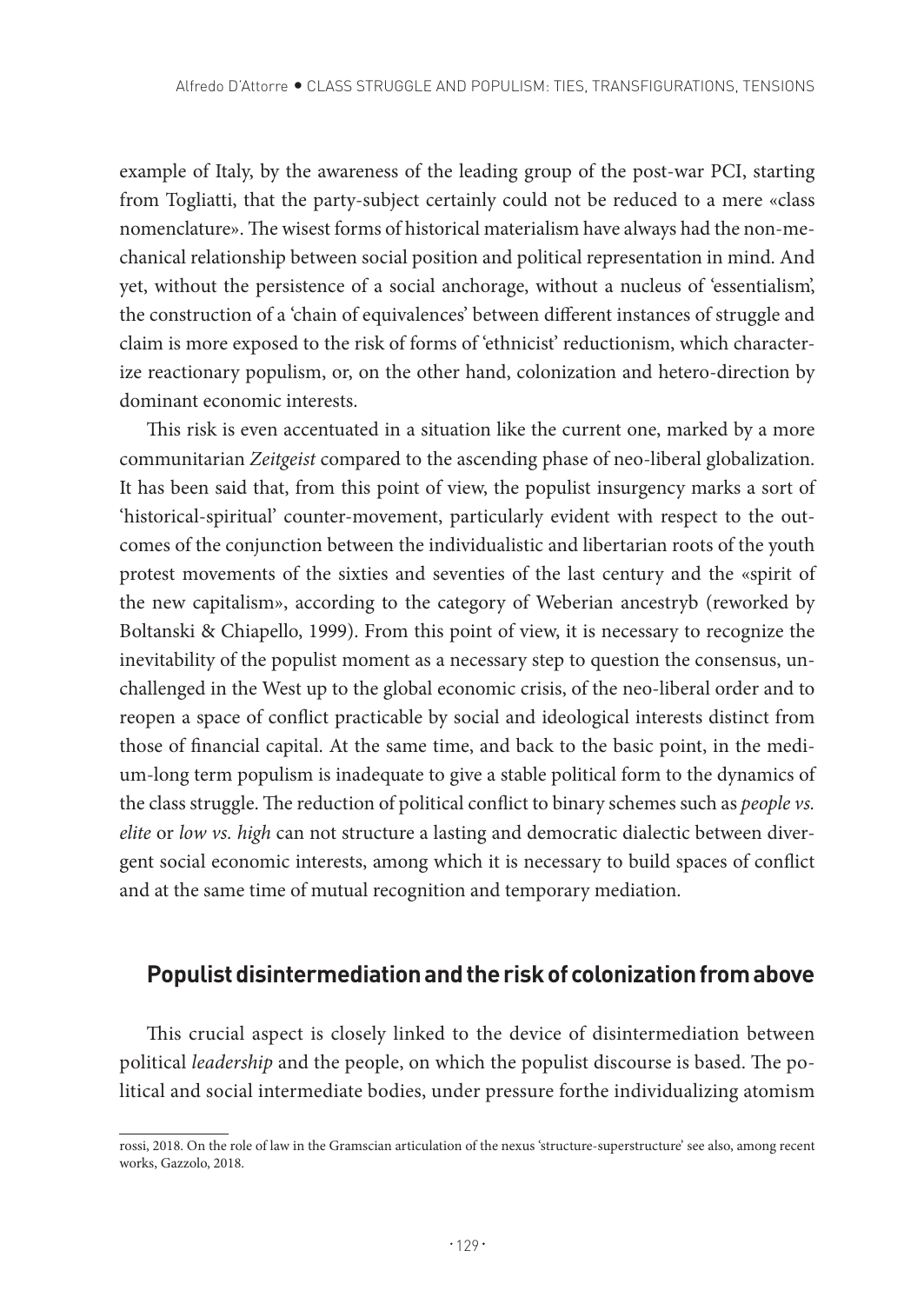example of Italy, by the awareness of the leading group of the post-war PCI, starting from Togliatti, that the party-subject certainly could not be reduced to a mere «class nomenclature». The wisest forms of historical materialism have always had the non-mechanical relationship between social position and political representation in mind. And yet, without the persistence of a social anchorage, without a nucleus of 'essentialism', the construction of a 'chain of equivalences' between different instances of struggle and claim is more exposed to the risk of forms of 'ethnicist' reductionism, which characterize reactionary populism, or, on the other hand, colonization and hetero-direction by dominant economic interests.

This risk is even accentuated in a situation like the current one, marked by a more communitarian *Zeitgeist* compared to the ascending phase of neo-liberal globalization. It has been said that, from this point of view, the populist insurgency marks a sort of 'historical-spiritual' counter-movement, particularly evident with respect to the outcomes of the conjunction between the individualistic and libertarian roots of the youth protest movements of the sixties and seventies of the last century and the «spirit of the new capitalism», according to the category of Weberian ancestryb (reworked by Boltanski & Chiapello, 1999). From this point of view, it is necessary to recognize the inevitability of the populist moment as a necessary step to question the consensus, unchallenged in the West up to the global economic crisis, of the neo-liberal order and to reopen a space of conflict practicable by social and ideological interests distinct from those of financial capital. At the same time, and back to the basic point, in the medium-long term populism is inadequate to give a stable political form to the dynamics of the class struggle. The reduction of political conflict to binary schemes such as *people vs. elite* or *low vs. high* can not structure a lasting and democratic dialectic between divergent social economic interests, among which it is necessary to build spaces of conflict and at the same time of mutual recognition and temporary mediation.

## Populist disintermediation and the risk of colonization from above

This crucial aspect is closely linked to the device of disintermediation between political *leadership* and the people, on which the populist discourse is based. The political and social intermediate bodies, under pressure forthe individualizing atomism

rossi, 2018. On the role of law in the Gramscian articulation of the nexus 'structure-superstructure' see also, among recent works, Gazzolo, 2018.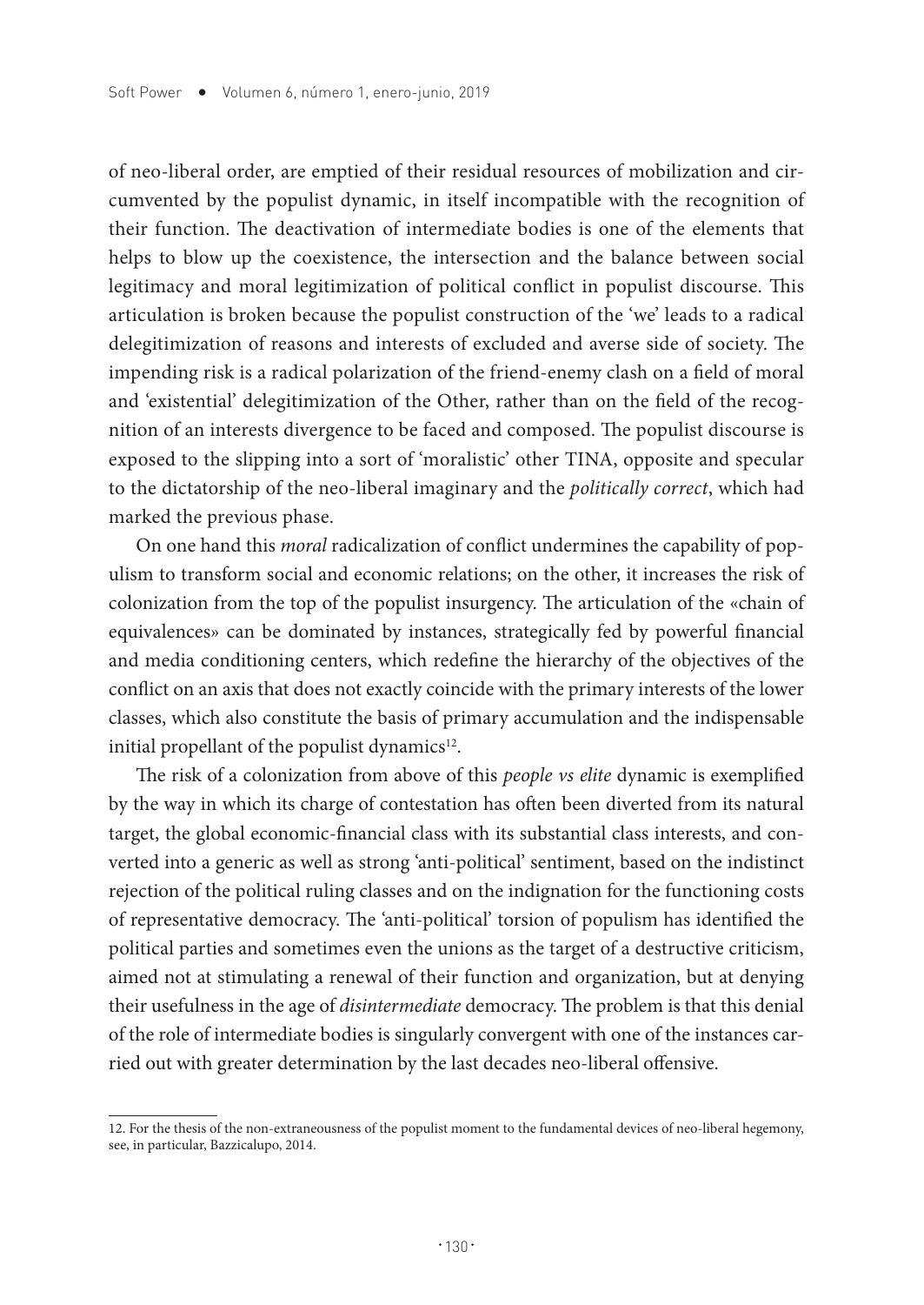of neo-liberal order, are emptied of their residual resources of mobilization and circumvented by the populist dynamic, in itself incompatible with the recognition of their function. The deactivation of intermediate bodies is one of the elements that helps to blow up the coexistence, the intersection and the balance between social legitimacy and moral legitimization of political conflict in populist discourse. This articulation is broken because the populist construction of the 'we' leads to a radical delegitimization of reasons and interests of excluded and averse side of society. The impending risk is a radical polarization of the friend-enemy clash on a field of moral and 'existential' delegitimization of the Other, rather than on the field of the recognition of an interests divergence to be faced and composed. The populist discourse is exposed to the slipping into a sort of 'moralistic' other TINA, opposite and specular to the dictatorship of the neo-liberal imaginary and the *politically correct*, which had marked the previous phase.

On one hand this *moral* radicalization of conflict undermines the capability of populism to transform social and economic relations; on the other, it increases the risk of colonization from the top of the populist insurgency. The articulation of the «chain of equivalences» can be dominated by instances, strategically fed by powerful financial and media conditioning centers, which redefine the hierarchy of the objectives of the conflict on an axis that does not exactly coincide with the primary interests of the lower classes, which also constitute the basis of primary accumulation and the indispensable initial propellant of the populist dynamics[12].

The risk of a colonization from above of this *people vs elite* dynamic is exemplified by the way in which its charge of contestation has often been diverted from its natural target, the global economic-financial class with its substantial class interests, and converted into a generic as well as strong 'anti-political' sentiment, based on the indistinct rejection of the political ruling classes and on the indignation for the functioning costs of representative democracy. The 'anti-political' torsion of populism has identified the political parties and sometimes even the unions as the target of a destructive criticism, aimed not at stimulating a renewal of their function and organization, but at denying their usefulness in the age of *disintermediate* democracy. The problem is that this denial of the role of intermediate bodies is singularly convergent with one of the instances carried out with greater determination by the last decades neo-liberal offensive.

---

12. For the thesis of the non-extraneousness of the populist moment to the fundamental devices of neo-liberal hegemony, see, in particular, Bazzicalupo, 2014.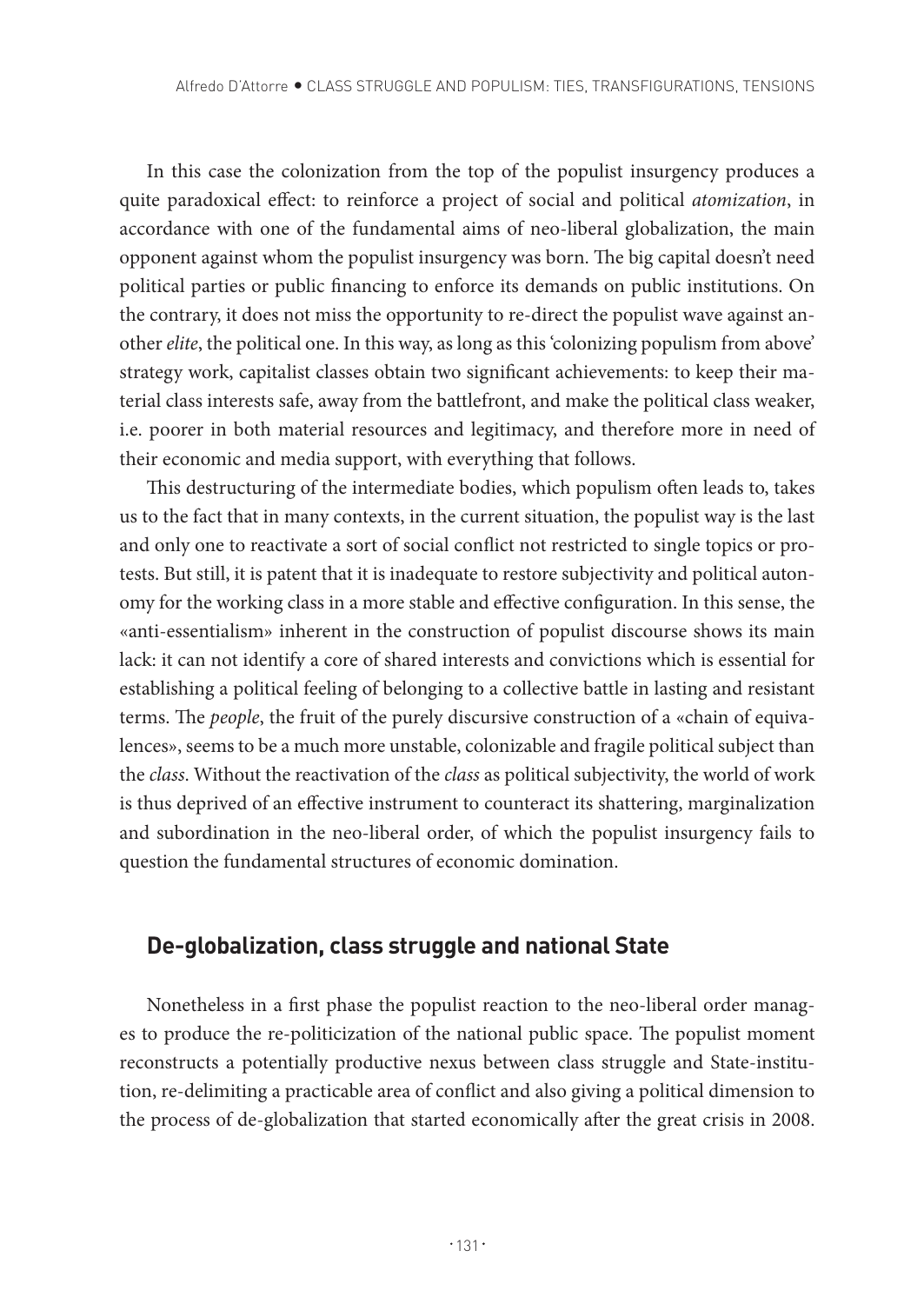In this case the colonization from the top of the populist insurgency produces a quite paradoxical effect: to reinforce a project of social and political *atomization*, in accordance with one of the fundamental aims of neo-liberal globalization, the main opponent against whom the populist insurgency was born. The big capital doesn't need political parties or public financing to enforce its demands on public institutions. On the contrary, it does not miss the opportunity to re-direct the populist wave against another *elite*, the political one. In this way, as long as this 'colonizing populism from above' strategy work, capitalist classes obtain two significant achievements: to keep their material class interests safe, away from the battlefront, and make the political class weaker, i.e. poorer in both material resources and legitimacy, and therefore more in need of their economic and media support, with everything that follows.

This destructuring of the intermediate bodies, which populism often leads to, takes us to the fact that in many contexts, in the current situation, the populist way is the last and only one to reactivate a sort of social conflict not restricted to single topics or protests. But still, it is patent that it is inadequate to restore subjectivity and political autonomy for the working class in a more stable and effective configuration. In this sense, the «anti-essentialism» inherent in the construction of populist discourse shows its main lack: it can not identify a core of shared interests and convictions which is essential for establishing a political feeling of belonging to a collective battle in lasting and resistant terms. The *people*, the fruit of the purely discursive construction of a «chain of equivalences», seems to be a much more unstable, colonizable and fragile political subject than the *class*. Without the reactivation of the *class* as political subjectivity, the world of work is thus deprived of an effective instrument to counteract its shattering, marginalization and subordination in the neo-liberal order, of which the populist insurgency fails to question the fundamental structures of economic domination.

## De-globalization, class struggle and national State

Nonetheless in a first phase the populist reaction to the neo-liberal order manages to produce the re-politicization of the national public space. The populist moment reconstructs a potentially productive nexus between class struggle and State-institution, re-delimiting a practicable area of conflict and also giving a political dimension to the process of de-globalization that started economically after the great crisis in 2008.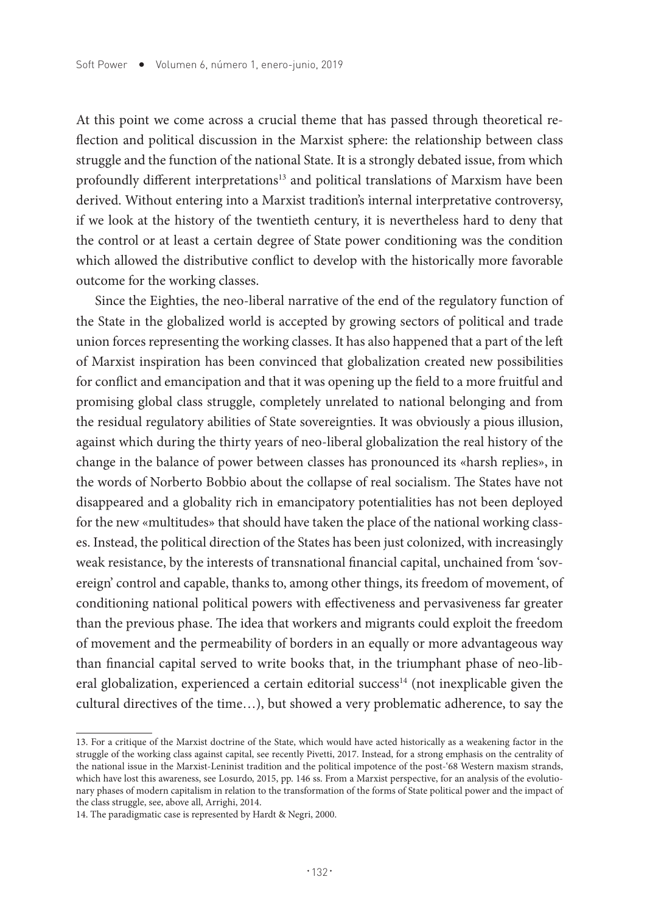At this point we come across a crucial theme that has passed through theoretical reflection and political discussion in the Marxist sphere: the relationship between class struggle and the function of the national State. It is a strongly debated issue, from which profoundly different interpretations[13] and political translations of Marxism have been derived. Without entering into a Marxist tradition's internal interpretative controversy, if we look at the history of the twentieth century, it is nevertheless hard to deny that the control or at least a certain degree of State power conditioning was the condition which allowed the distributive conflict to develop with the historically more favorable outcome for the working classes.

Since the Eighties, the neo-liberal narrative of the end of the regulatory function of the State in the globalized world is accepted by growing sectors of political and trade union forces representing the working classes. It has also happened that a part of the left of Marxist inspiration has been convinced that globalization created new possibilities for conflict and emancipation and that it was opening up the field to a more fruitful and promising global class struggle, completely unrelated to national belonging and from the residual regulatory abilities of State sovereignties. It was obviously a pious illusion, against which during the thirty years of neo-liberal globalization the real history of the change in the balance of power between classes has pronounced its «harsh replies», in the words of Norberto Bobbio about the collapse of real socialism. The States have not disappeared and a globality rich in emancipatory potentialities has not been deployed for the new «multitudes» that should have taken the place of the national working classes. Instead, the political direction of the States has been just colonized, with increasingly weak resistance, by the interests of transnational financial capital, unchained from 'sovereign' control and capable, thanks to, among other things, its freedom of movement, of conditioning national political powers with effectiveness and pervasiveness far greater than the previous phase. The idea that workers and migrants could exploit the freedom of movement and the permeability of borders in an equally or more advantageous way than financial capital served to write books that, in the triumphant phase of neo-liberal globalization, experienced a certain editorial success[14] (not inexplicable given the cultural directives of the time…), but showed a very problematic adherence, to say the

---

13. For a critique of the Marxist doctrine of the State, which would have acted historically as a weakening factor in the struggle of the working class against capital, see recently Pivetti, 2017. Instead, for a strong emphasis on the centrality of the national issue in the Marxist-Leninist tradition and the political impotence of the post-'68 Western maxism strands, which have lost this awareness, see Losurdo, 2015, pp. 146 ss. From a Marxist perspective, for an analysis of the evolutionary phases of modern capitalism in relation to the transformation of the forms of State political power and the impact of the class struggle, see, above all, Arrighi, 2014.

14. The paradigmatic case is represented by Hardt & Negri, 2000.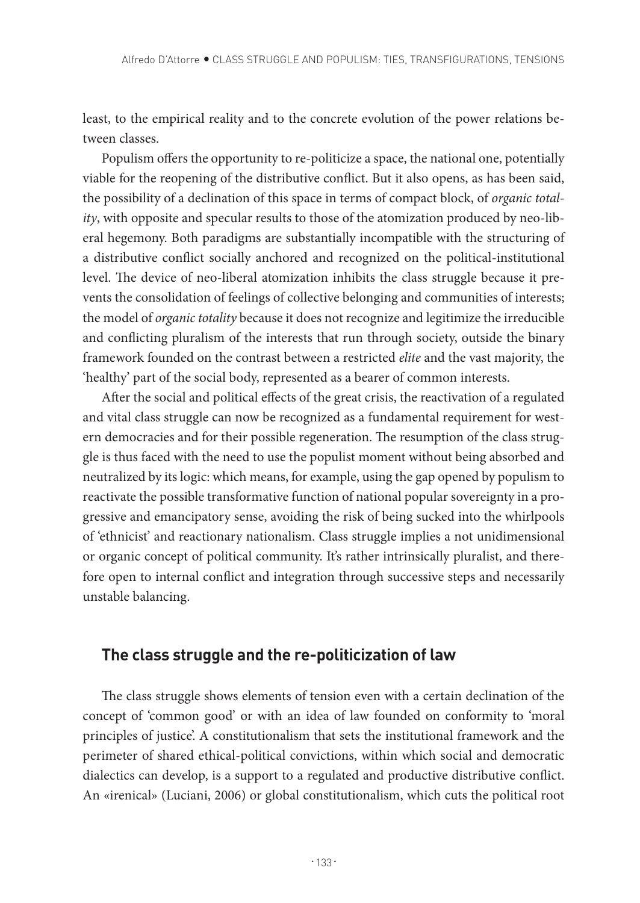least, to the empirical reality and to the concrete evolution of the power relations between classes.

Populism offers the opportunity to re-politicize a space, the national one, potentially viable for the reopening of the distributive conflict. But it also opens, as has been said, the possibility of a declination of this space in terms of compact block, of *organic totality*, with opposite and specular results to those of the atomization produced by neo-liberal hegemony. Both paradigms are substantially incompatible with the structuring of a distributive conflict socially anchored and recognized on the political-institutional level. The device of neo-liberal atomization inhibits the class struggle because it prevents the consolidation of feelings of collective belonging and communities of interests; the model of *organic totality* because it does not recognize and legitimize the irreducible and conflicting pluralism of the interests that run through society, outside the binary framework founded on the contrast between a restricted *elite* and the vast majority, the 'healthy' part of the social body, represented as a bearer of common interests.

After the social and political effects of the great crisis, the reactivation of a regulated and vital class struggle can now be recognized as a fundamental requirement for western democracies and for their possible regeneration. The resumption of the class struggle is thus faced with the need to use the populist moment without being absorbed and neutralized by its logic: which means, for example, using the gap opened by populism to reactivate the possible transformative function of national popular sovereignty in a progressive and emancipatory sense, avoiding the risk of being sucked into the whirlpools of 'ethnicist' and reactionary nationalism. Class struggle implies a not unidimensional or organic concept of political community. It's rather intrinsically pluralist, and therefore open to internal conflict and integration through successive steps and necessarily unstable balancing.

## The class struggle and the re-politicization of law

The class struggle shows elements of tension even with a certain declination of the concept of 'common good' or with an idea of law founded on conformity to 'moral principles of justice'. A constitutionalism that sets the institutional framework and the perimeter of shared ethical-political convictions, within which social and democratic dialectics can develop, is a support to a regulated and productive distributive conflict. An «irenical» (Luciani, 2006) or global constitutionalism, which cuts the political root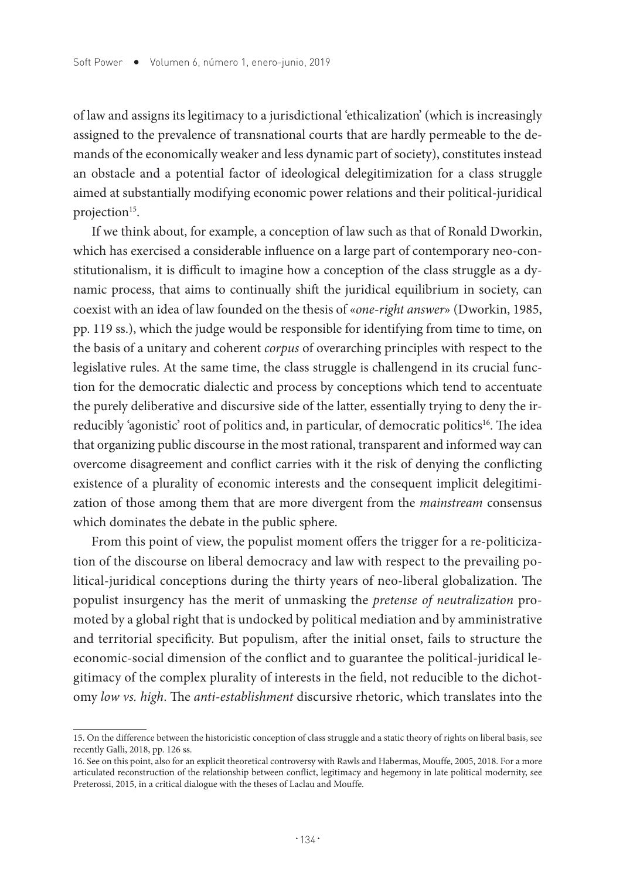of law and assigns its legitimacy to a jurisdictional 'ethicalization' (which is increasingly assigned to the prevalence of transnational courts that are hardly permeable to the demands of the economically weaker and less dynamic part of society), constitutes instead an obstacle and a potential factor of ideological delegitimization for a class struggle aimed at substantially modifying economic power relations and their political-juridical projection[15].

If we think about, for example, a conception of law such as that of Ronald Dworkin, which has exercised a considerable influence on a large part of contemporary neo-constitutionalism, it is difficult to imagine how a conception of the class struggle as a dynamic process, that aims to continually shift the juridical equilibrium in society, can coexist with an idea of law founded on the thesis of «*one-right answer*» (Dworkin, 1985, pp. 119 ss.), which the judge would be responsible for identifying from time to time, on the basis of a unitary and coherent *corpus* of overarching principles with respect to the legislative rules. At the same time, the class struggle is challengend in its crucial function for the democratic dialectic and process by conceptions which tend to accentuate the purely deliberative and discursive side of the latter, essentially trying to deny the irreducibly 'agonistic' root of politics and, in particular, of democratic politics[16]. The idea that organizing public discourse in the most rational, transparent and informed way can overcome disagreement and conflict carries with it the risk of denying the conflicting existence of a plurality of economic interests and the consequent implicit delegitimization of those among them that are more divergent from the *mainstream* consensus which dominates the debate in the public sphere.

From this point of view, the populist moment offers the trigger for a re-politicization of the discourse on liberal democracy and law with respect to the prevailing political-juridical conceptions during the thirty years of neo-liberal globalization. The populist insurgency has the merit of unmasking the *pretense of neutralization* promoted by a global right that is undocked by political mediation and by amministrative and territorial specificity. But populism, after the initial onset, fails to structure the economic-social dimension of the conflict and to guarantee the political-juridical legitimacy of the complex plurality of interests in the field, not reducible to the dichotomy *low vs. high*. The *anti-establishment* discursive rhetoric, which translates into the

15. On the difference between the historicistic conception of class struggle and a static theory of rights on liberal basis, see recently Galli, 2018, pp. 126 ss.

16. See on this point, also for an explicit theoretical controversy with Rawls and Habermas, Mouffe, 2005, 2018. For a more articulated reconstruction of the relationship between conflict, legitimacy and hegemony in late political modernity, see Preterossi, 2015, in a critical dialogue with the theses of Laclau and Mouffe.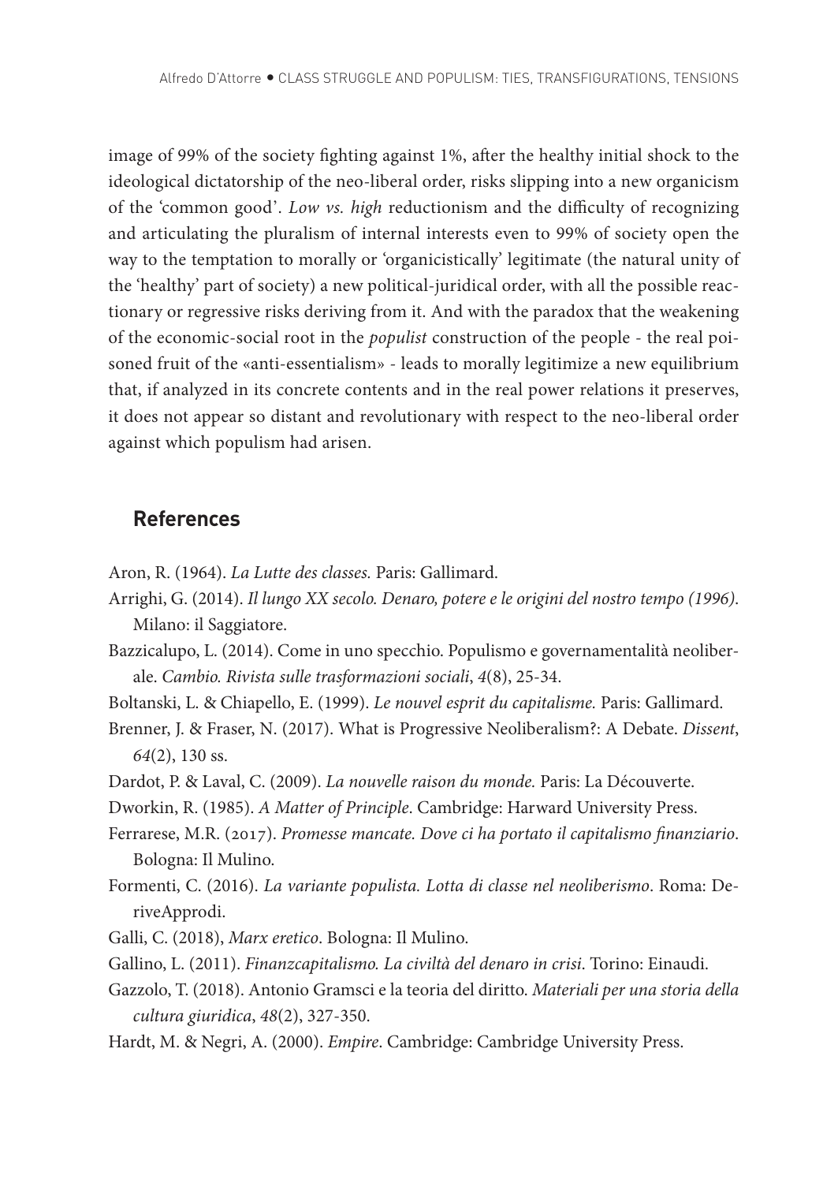image of 99% of the society fighting against 1%, after the healthy initial shock to the ideological dictatorship of the neo-liberal order, risks slipping into a new organicism of the 'common good'. *Low vs. high* reductionism and the difficulty of recognizing and articulating the pluralism of internal interests even to 99% of society open the way to the temptation to morally or 'organicistically' legitimate (the natural unity of the 'healthy' part of society) a new political-juridical order, with all the possible reactionary or regressive risks deriving from it. And with the paradox that the weakening of the economic-social root in the *populist* construction of the people - the real poisoned fruit of the «anti-essentialism» - leads to morally legitimize a new equilibrium that, if analyzed in its concrete contents and in the real power relations it preserves, it does not appear so distant and revolutionary with respect to the neo-liberal order against which populism had arisen.

## References

Aron, R. (1964). *La Lutte des classes.* Paris: Gallimard.

Arrighi, G. (2014). *Il lungo XX secolo. Denaro, potere e le origini del nostro tempo (1996)*. Milano: il Saggiatore.

Bazzicalupo, L. (2014). Come in uno specchio. Populismo e governamentalità neoliberale. *Cambio. Rivista sulle trasformazioni sociali*, *4*(8), 25-34.

Boltanski, L. & Chiapello, E. (1999). *Le nouvel esprit du capitalisme.* Paris: Gallimard.

Brenner, J. & Fraser, N. (2017). What is Progressive Neoliberalism?: A Debate. *Dissent*, *64*(2), 130 ss.

Dardot, P. & Laval, C. (2009). *La nouvelle raison du monde.* Paris: La Découverte.

Dworkin, R. (1985). *A Matter of Principle*. Cambridge: Harward University Press.

Ferrarese, M.R. (2017). *Promesse mancate. Dove ci ha portato il capitalismo finanziario*. Bologna: Il Mulino.

Formenti, C. (2016). *La variante populista. Lotta di classe nel neoliberismo*. Roma: DeriveApprodi.

Galli, C. (2018), *Marx eretico*. Bologna: Il Mulino.

Gallino, L. (2011). *Finanzcapitalismo. La civiltà del denaro in crisi*. Torino: Einaudi.

Gazzolo, T. (2018). Antonio Gramsci e la teoria del diritto. *Materiali per una storia della cultura giuridica*, *48*(2), 327-350.

Hardt, M. & Negri, A. (2000). *Empire*. Cambridge: Cambridge University Press.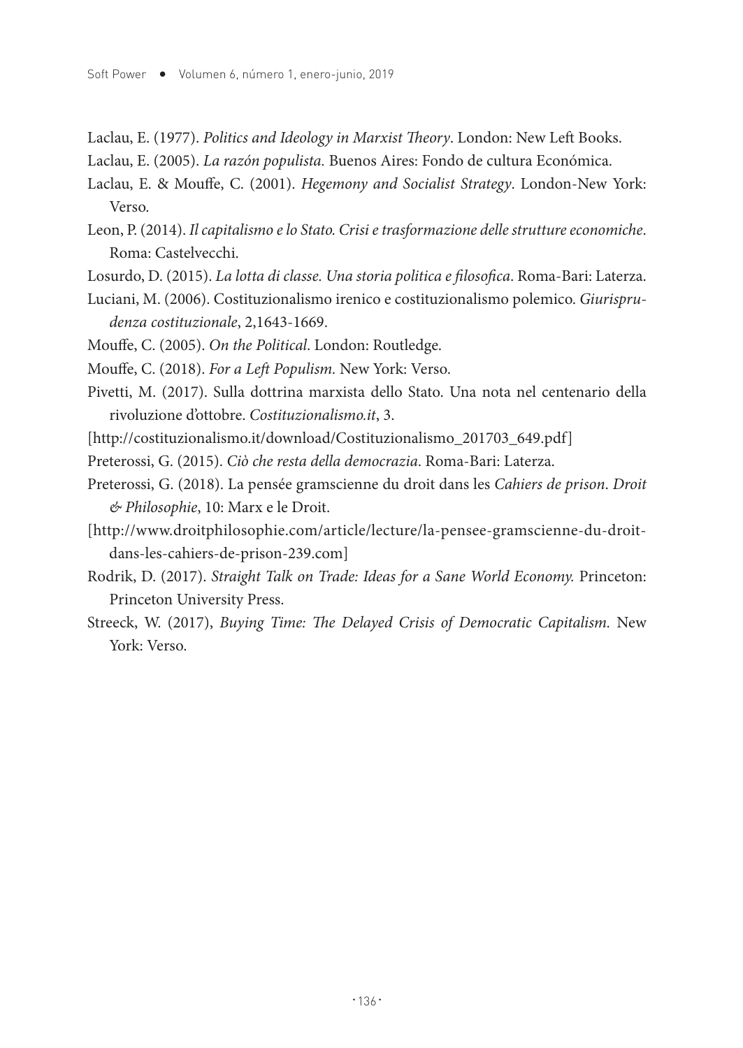Laclau, E. (1977). *Politics and Ideology in Marxist Theory*. London: New Left Books.

Laclau, E. (2005). *La razón populista.* Buenos Aires: Fondo de cultura Económica.

Laclau, E. & Mouffe, C. (2001). *Hegemony and Socialist Strategy*. London-New York: Verso.

Leon, P. (2014). *Il capitalismo e lo Stato. Crisi e trasformazione delle strutture economiche*. Roma: Castelvecchi.

Losurdo, D. (2015). *La lotta di classe. Una storia politica e filosofica*. Roma-Bari: Laterza.

Luciani, M. (2006). Costituzionalismo irenico e costituzionalismo polemico. *Giurisprudenza costituzionale*, 2,1643-1669.

Mouffe, C. (2005). *On the Political*. London: Routledge.

Mouffe, C. (2018). *For a Left Populism.* New York: Verso.

Pivetti, M. (2017). Sulla dottrina marxista dello Stato. Una nota nel centenario della rivoluzione d'ottobre. *Costituzionalismo.it*, 3.

[http://costituzionalismo.it/download/Costituzionalismo_201703_649.pdf]

Preterossi, G. (2015). *Ciò che resta della democrazia*. Roma-Bari: Laterza.

Preterossi, G. (2018). La pensée gramscienne du droit dans les *Cahiers de prison*. *Droit & Philosophie*, 10: Marx e le Droit.

[http://www.droitphilosophie.com/article/lecture/la-pensee-gramscienne-du-droit-dans-les-cahiers-de-prison-239.com]

Rodrik, D. (2017). *Straight Talk on Trade: Ideas for a Sane World Economy.* Princeton: Princeton University Press.

Streeck, W. (2017), *Buying Time: The Delayed Crisis of Democratic Capitalism.* New York: Verso.